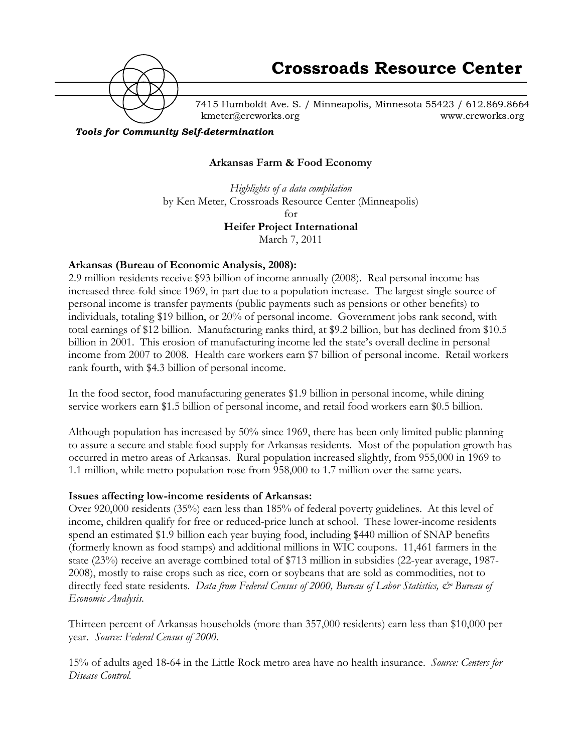# Crossroads Resource Center

7415 Humboldt Ave. S. / Minneapolis, Minnesota 55423 / 612.869.8664
kmeter@crcworks.org www.crcworks.org

***Tools for Community Self-determination***

**Arkansas Farm & Food Economy**

*Highlights of a data compilation*
by Ken Meter, Crossroads Resource Center (Minneapolis)
for
**Heifer Project International**
March 7, 2011

**Arkansas (Bureau of Economic Analysis, 2008):**
2.9 million residents receive $93 billion of income annually (2008). Real personal income has increased three-fold since 1969, in part due to a population increase. The largest single source of personal income is transfer payments (public payments such as pensions or other benefits) to individuals, totaling $19 billion, or 20% of personal income. Government jobs rank second, with total earnings of $12 billion. Manufacturing ranks third, at $9.2 billion, but has declined from $10.5 billion in 2001. This erosion of manufacturing income led the state's overall decline in personal income from 2007 to 2008. Health care workers earn $7 billion of personal income. Retail workers rank fourth, with $4.3 billion of personal income.

In the food sector, food manufacturing generates $1.9 billion in personal income, while dining service workers earn $1.5 billion of personal income, and retail food workers earn $0.5 billion.

Although population has increased by 50% since 1969, there has been only limited public planning to assure a secure and stable food supply for Arkansas residents. Most of the population growth has occurred in metro areas of Arkansas. Rural population increased slightly, from 955,000 in 1969 to 1.1 million, while metro population rose from 958,000 to 1.7 million over the same years.

**Issues affecting low-income residents of Arkansas:**
Over 920,000 residents (35%) earn less than 185% of federal poverty guidelines. At this level of income, children qualify for free or reduced-price lunch at school. These lower-income residents spend an estimated $1.9 billion each year buying food, including $440 million of SNAP benefits (formerly known as food stamps) and additional millions in WIC coupons. 11,461 farmers in the state (23%) receive an average combined total of $713 million in subsidies (22-year average, 1987-2008), mostly to raise crops such as rice, corn or soybeans that are sold as commodities, not to directly feed state residents. *Data from Federal Census of 2000, Bureau of Labor Statistics, & Bureau of Economic Analysis.*

Thirteen percent of Arkansas households (more than 357,000 residents) earn less than $10,000 per year. *Source: Federal Census of 2000.*

15% of adults aged 18-64 in the Little Rock metro area have no health insurance. *Source: Centers for Disease Control.*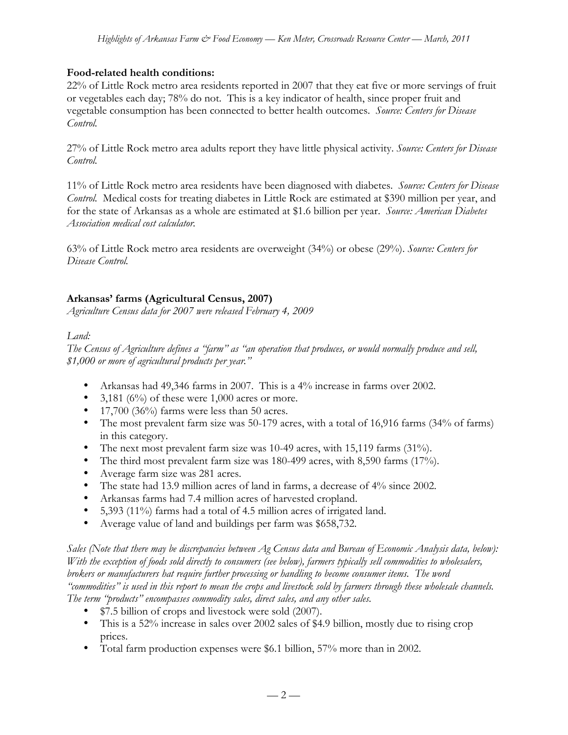**Food-related health conditions:**

22% of Little Rock metro area residents reported in 2007 that they eat five or more servings of fruit or vegetables each day; 78% do not. This is a key indicator of health, since proper fruit and vegetable consumption has been connected to better health outcomes. *Source: Centers for Disease Control.*

27% of Little Rock metro area adults report they have little physical activity. *Source: Centers for Disease Control.*

11% of Little Rock metro area residents have been diagnosed with diabetes. *Source: Centers for Disease Control.* Medical costs for treating diabetes in Little Rock are estimated at $390 million per year, and for the state of Arkansas as a whole are estimated at $1.6 billion per year. *Source: American Diabetes Association medical cost calculator.*

63% of Little Rock metro area residents are overweight (34%) or obese (29%). *Source: Centers for Disease Control.*

**Arkansas' farms (Agricultural Census, 2007)**

*Agriculture Census data for 2007 were released February 4, 2009*

*Land:*

*The Census of Agriculture defines a "farm" as "an operation that produces, or would normally produce and sell, $1,000 or more of agricultural products per year."*

- Arkansas had 49,346 farms in 2007. This is a 4% increase in farms over 2002.
- 3,181 (6%) of these were 1,000 acres or more.
- 17,700 (36%) farms were less than 50 acres.
- The most prevalent farm size was 50-179 acres, with a total of 16,916 farms (34% of farms) in this category.
- The next most prevalent farm size was 10-49 acres, with 15,119 farms (31%).
- The third most prevalent farm size was 180-499 acres, with 8,590 farms (17%).
- Average farm size was 281 acres.
- The state had 13.9 million acres of land in farms, a decrease of 4% since 2002.
- Arkansas farms had 7.4 million acres of harvested cropland.
- 5,393 (11%) farms had a total of 4.5 million acres of irrigated land.
- Average value of land and buildings per farm was $658,732.

*Sales (Note that there may be discrepancies between Ag Census data and Bureau of Economic Analysis data, below): With the exception of foods sold directly to consumers (see below), farmers typically sell commodities to wholesalers, brokers or manufacturers hat require further processing or handling to become consumer items. The word "commodities" is used in this report to mean the crops and livestock sold by farmers through these wholesale channels. The term "products" encompasses commodity sales, direct sales, and any other sales.*

- $7.5 billion of crops and livestock were sold (2007).
- This is a 52% increase in sales over 2002 sales of $4.9 billion, mostly due to rising crop prices.
- Total farm production expenses were $6.1 billion, 57% more than in 2002.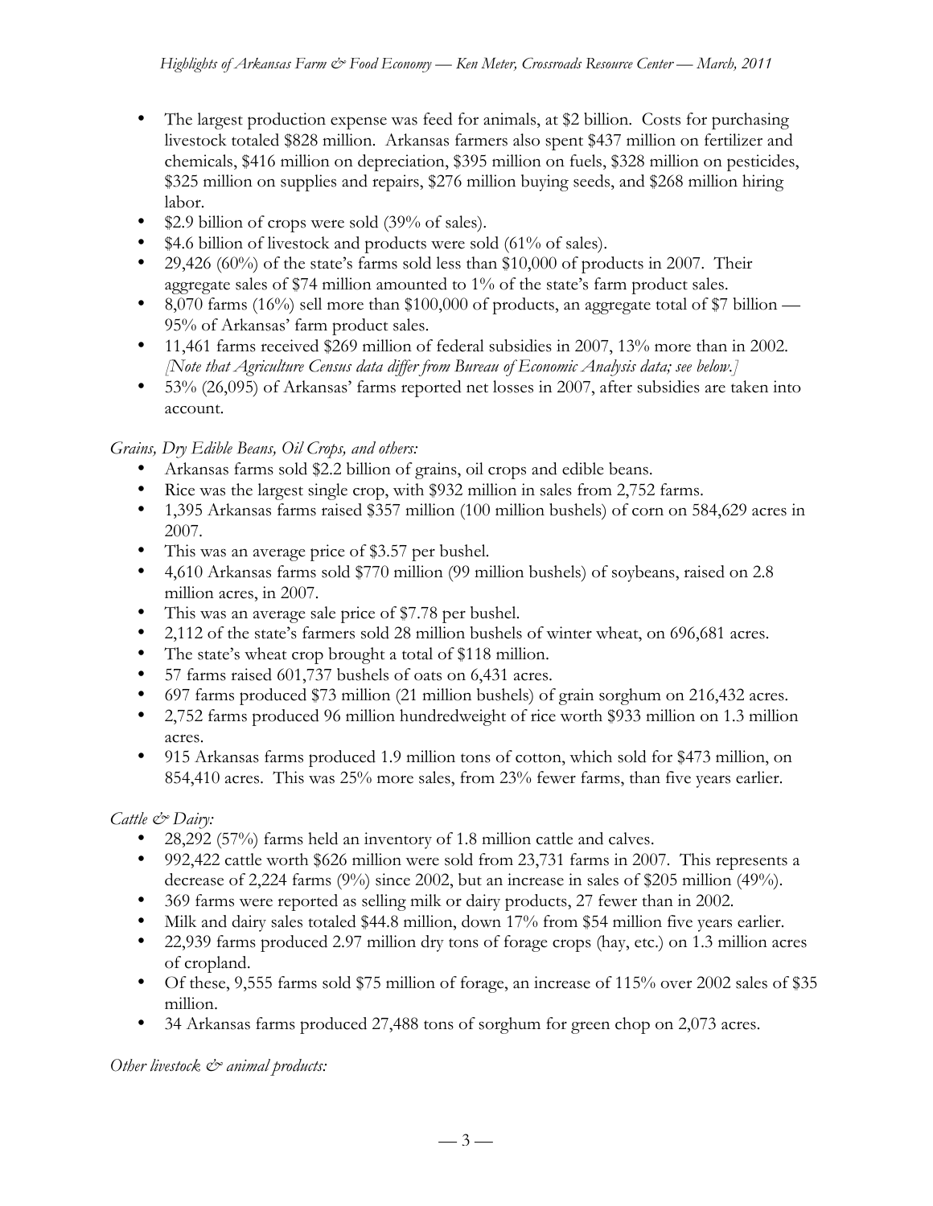- The largest production expense was feed for animals, at $2 billion. Costs for purchasing livestock totaled $828 million. Arkansas farmers also spent $437 million on fertilizer and chemicals, $416 million on depreciation, $395 million on fuels, $328 million on pesticides, $325 million on supplies and repairs, $276 million buying seeds, and $268 million hiring labor.
- $2.9 billion of crops were sold (39% of sales).
- $4.6 billion of livestock and products were sold (61% of sales).
- 29,426 (60%) of the state's farms sold less than $10,000 of products in 2007. Their aggregate sales of $74 million amounted to 1% of the state's farm product sales.
- 8,070 farms (16%) sell more than $100,000 of products, an aggregate total of $7 billion — 95% of Arkansas' farm product sales.
- 11,461 farms received $269 million of federal subsidies in 2007, 13% more than in 2002. *[Note that Agriculture Census data differ from Bureau of Economic Analysis data; see below.]*
- 53% (26,095) of Arkansas' farms reported net losses in 2007, after subsidies are taken into account.

*Grains, Dry Edible Beans, Oil Crops, and others:*

- Arkansas farms sold $2.2 billion of grains, oil crops and edible beans.
- Rice was the largest single crop, with $932 million in sales from 2,752 farms.
- 1,395 Arkansas farms raised $357 million (100 million bushels) of corn on 584,629 acres in 2007.
- This was an average price of $3.57 per bushel.
- 4,610 Arkansas farms sold $770 million (99 million bushels) of soybeans, raised on 2.8 million acres, in 2007.
- This was an average sale price of $7.78 per bushel.
- 2,112 of the state's farmers sold 28 million bushels of winter wheat, on 696,681 acres.
- The state's wheat crop brought a total of $118 million.
- 57 farms raised 601,737 bushels of oats on 6,431 acres.
- 697 farms produced $73 million (21 million bushels) of grain sorghum on 216,432 acres.
- 2,752 farms produced 96 million hundredweight of rice worth $933 million on 1.3 million acres.
- 915 Arkansas farms produced 1.9 million tons of cotton, which sold for $473 million, on 854,410 acres. This was 25% more sales, from 23% fewer farms, than five years earlier.

*Cattle & Dairy:*

- 28,292 (57%) farms held an inventory of 1.8 million cattle and calves.
- 992,422 cattle worth $626 million were sold from 23,731 farms in 2007. This represents a decrease of 2,224 farms (9%) since 2002, but an increase in sales of $205 million (49%).
- 369 farms were reported as selling milk or dairy products, 27 fewer than in 2002.
- Milk and dairy sales totaled $44.8 million, down 17% from $54 million five years earlier.
- 22,939 farms produced 2.97 million dry tons of forage crops (hay, etc.) on 1.3 million acres of cropland.
- Of these, 9,555 farms sold $75 million of forage, an increase of 115% over 2002 sales of $35 million.
- 34 Arkansas farms produced 27,488 tons of sorghum for green chop on 2,073 acres.

*Other livestock & animal products:*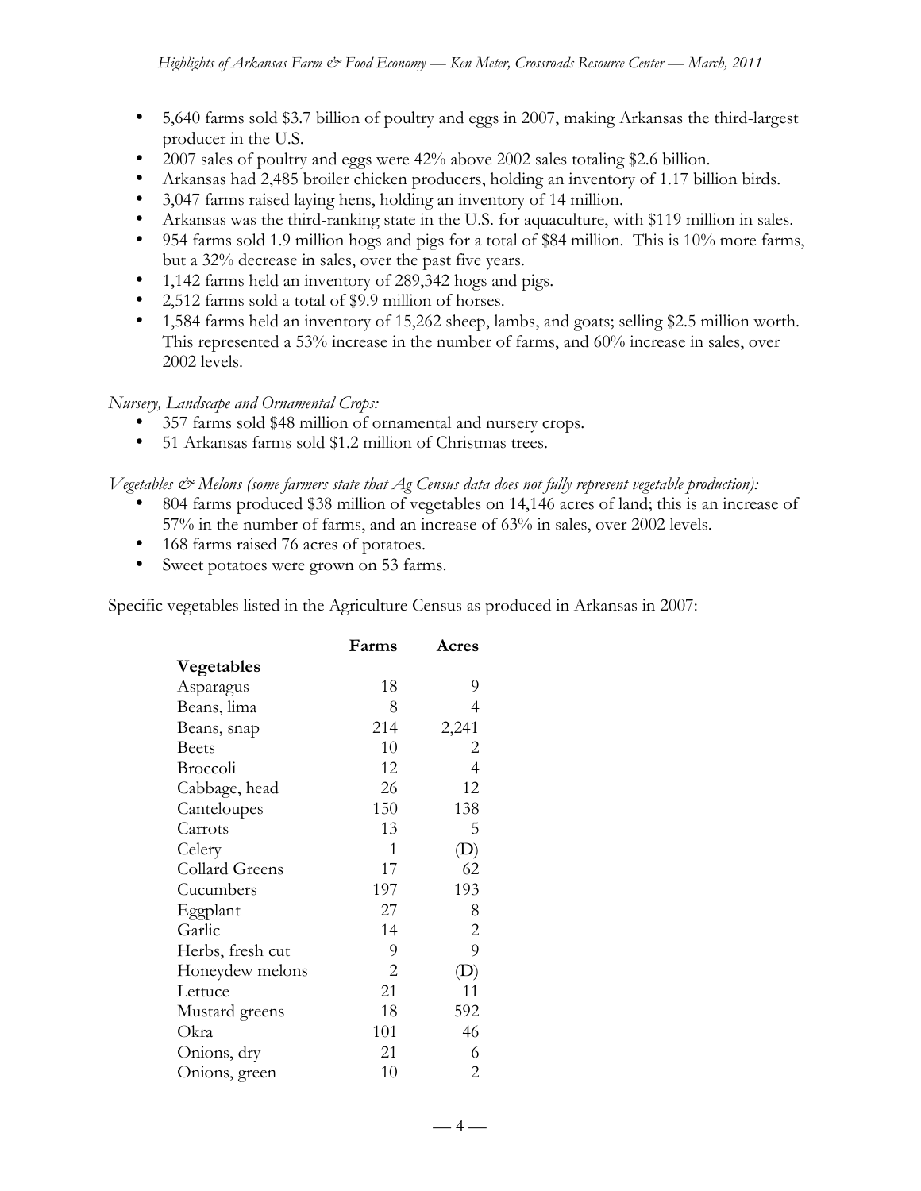- 5,640 farms sold $3.7 billion of poultry and eggs in 2007, making Arkansas the third-largest producer in the U.S.
- 2007 sales of poultry and eggs were 42% above 2002 sales totaling $2.6 billion.
- Arkansas had 2,485 broiler chicken producers, holding an inventory of 1.17 billion birds.
- 3,047 farms raised laying hens, holding an inventory of 14 million.
- Arkansas was the third-ranking state in the U.S. for aquaculture, with $119 million in sales.
- 954 farms sold 1.9 million hogs and pigs for a total of $84 million. This is 10% more farms, but a 32% decrease in sales, over the past five years.
- 1,142 farms held an inventory of 289,342 hogs and pigs.
- 2,512 farms sold a total of $9.9 million of horses.
- 1,584 farms held an inventory of 15,262 sheep, lambs, and goats; selling $2.5 million worth. This represented a 53% increase in the number of farms, and 60% increase in sales, over 2002 levels.

*Nursery, Landscape and Ornamental Crops:*

- 357 farms sold $48 million of ornamental and nursery crops.
- 51 Arkansas farms sold $1.2 million of Christmas trees.

*Vegetables & Melons (some farmers state that Ag Census data does not fully represent vegetable production):*

- 804 farms produced $38 million of vegetables on 14,146 acres of land; this is an increase of 57% in the number of farms, and an increase of 63% in sales, over 2002 levels.
- 168 farms raised 76 acres of potatoes.
- Sweet potatoes were grown on 53 farms.

Specific vegetables listed in the Agriculture Census as produced in Arkansas in 2007:

| | **Farms** | **Acres** |
|---|---|---|
| **Vegetables** | | |
| Asparagus | 18 | 9 |
| Beans, lima | 8 | 4 |
| Beans, snap | 214 | 2,241 |
| Beets | 10 | 2 |
| Broccoli | 12 | 4 |
| Cabbage, head | 26 | 12 |
| Canteloupes | 150 | 138 |
| Carrots | 13 | 5 |
| Celery | 1 | (D) |
| Collard Greens | 17 | 62 |
| Cucumbers | 197 | 193 |
| Eggplant | 27 | 8 |
| Garlic | 14 | 2 |
| Herbs, fresh cut | 9 | 9 |
| Honeydew melons | 2 | (D) |
| Lettuce | 21 | 11 |
| Mustard greens | 18 | 592 |
| Okra | 101 | 46 |
| Onions, dry | 21 | 6 |
| Onions, green | 10 | 2 |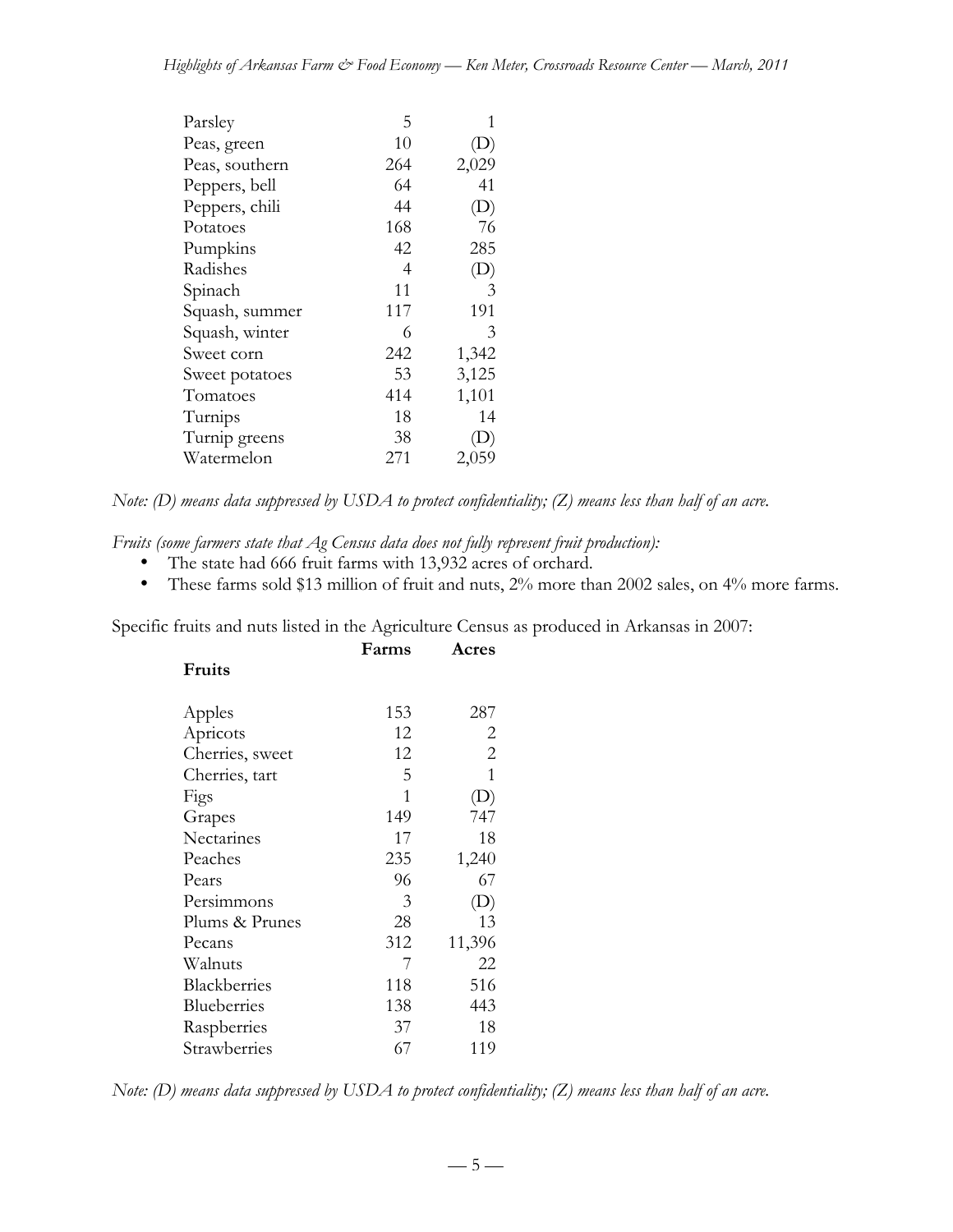| | | |
|---|---|---|
| Parsley | 5 | 1 |
| Peas, green | 10 | (D) |
| Peas, southern | 264 | 2,029 |
| Peppers, bell | 64 | 41 |
| Peppers, chili | 44 | (D) |
| Potatoes | 168 | 76 |
| Pumpkins | 42 | 285 |
| Radishes | 4 | (D) |
| Spinach | 11 | 3 |
| Squash, summer | 117 | 191 |
| Squash, winter | 6 | 3 |
| Sweet corn | 242 | 1,342 |
| Sweet potatoes | 53 | 3,125 |
| Tomatoes | 414 | 1,101 |
| Turnips | 18 | 14 |
| Turnip greens | 38 | (D) |
| Watermelon | 271 | 2,059 |

*Note: (D) means data suppressed by USDA to protect confidentiality; (Z) means less than half of an acre.*

*Fruits (some farmers state that Ag Census data does not fully represent fruit production):*

- The state had 666 fruit farms with 13,932 acres of orchard.
- These farms sold $13 million of fruit and nuts, 2% more than 2002 sales, on 4% more farms.

Specific fruits and nuts listed in the Agriculture Census as produced in Arkansas in 2007:

| **Fruits** | **Farms** | **Acres** |
|---|---|---|
| Apples | 153 | 287 |
| Apricots | 12 | 2 |
| Cherries, sweet | 12 | 2 |
| Cherries, tart | 5 | 1 |
| Figs | 1 | (D) |
| Grapes | 149 | 747 |
| Nectarines | 17 | 18 |
| Peaches | 235 | 1,240 |
| Pears | 96 | 67 |
| Persimmons | 3 | (D) |
| Plums & Prunes | 28 | 13 |
| Pecans | 312 | 11,396 |
| Walnuts | 7 | 22 |
| Blackberries | 118 | 516 |
| Blueberries | 138 | 443 |
| Raspberries | 37 | 18 |
| Strawberries | 67 | 119 |

*Note: (D) means data suppressed by USDA to protect confidentiality; (Z) means less than half of an acre.*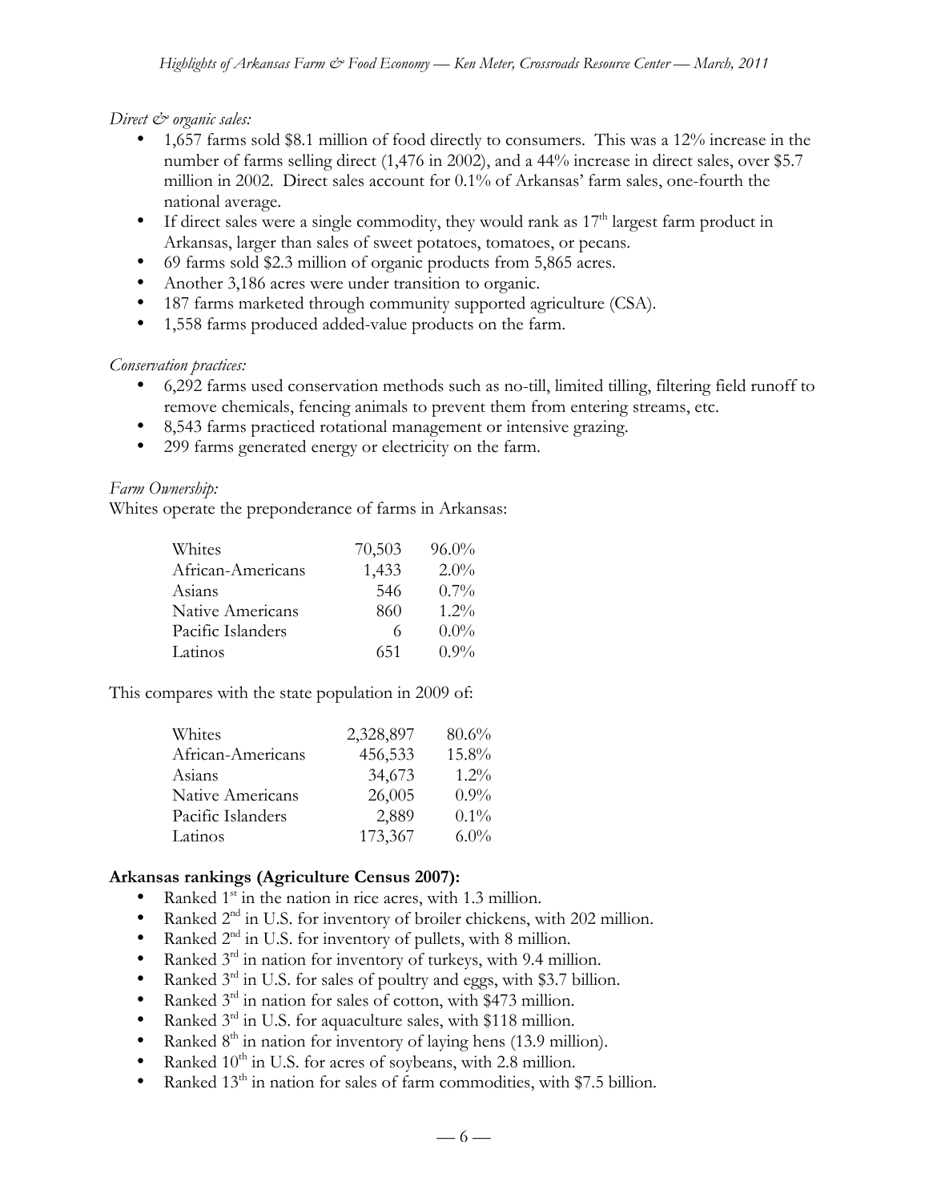*Direct & organic sales:*

- 1,657 farms sold $8.1 million of food directly to consumers. This was a 12% increase in the number of farms selling direct (1,476 in 2002), and a 44% increase in direct sales, over $5.7 million in 2002. Direct sales account for 0.1% of Arkansas' farm sales, one-fourth the national average.
- If direct sales were a single commodity, they would rank as 17th largest farm product in Arkansas, larger than sales of sweet potatoes, tomatoes, or pecans.
- 69 farms sold $2.3 million of organic products from 5,865 acres.
- Another 3,186 acres were under transition to organic.
- 187 farms marketed through community supported agriculture (CSA).
- 1,558 farms produced added-value products on the farm.

*Conservation practices:*

- 6,292 farms used conservation methods such as no-till, limited tilling, filtering field runoff to remove chemicals, fencing animals to prevent them from entering streams, etc.
- 8,543 farms practiced rotational management or intensive grazing.
- 299 farms generated energy or electricity on the farm.

*Farm Ownership:*

Whites operate the preponderance of farms in Arkansas:

| | | |
|---|---|---|
| Whites | 70,503 | 96.0% |
| African-Americans | 1,433 | 2.0% |
| Asians | 546 | 0.7% |
| Native Americans | 860 | 1.2% |
| Pacific Islanders | 6 | 0.0% |
| Latinos | 651 | 0.9% |

This compares with the state population in 2009 of:

| | | |
|---|---|---|
| Whites | 2,328,897 | 80.6% |
| African-Americans | 456,533 | 15.8% |
| Asians | 34,673 | 1.2% |
| Native Americans | 26,005 | 0.9% |
| Pacific Islanders | 2,889 | 0.1% |
| Latinos | 173,367 | 6.0% |

**Arkansas rankings (Agriculture Census 2007):**

- Ranked 1st in the nation in rice acres, with 1.3 million.
- Ranked 2nd in U.S. for inventory of broiler chickens, with 202 million.
- Ranked 2nd in U.S. for inventory of pullets, with 8 million.
- Ranked 3rd in nation for inventory of turkeys, with 9.4 million.
- Ranked 3rd in U.S. for sales of poultry and eggs, with $3.7 billion.
- Ranked 3rd in nation for sales of cotton, with $473 million.
- Ranked 3rd in U.S. for aquaculture sales, with $118 million.
- Ranked 8th in nation for inventory of laying hens (13.9 million).
- Ranked 10th in U.S. for acres of soybeans, with 2.8 million.
- Ranked 13th in nation for sales of farm commodities, with $7.5 billion.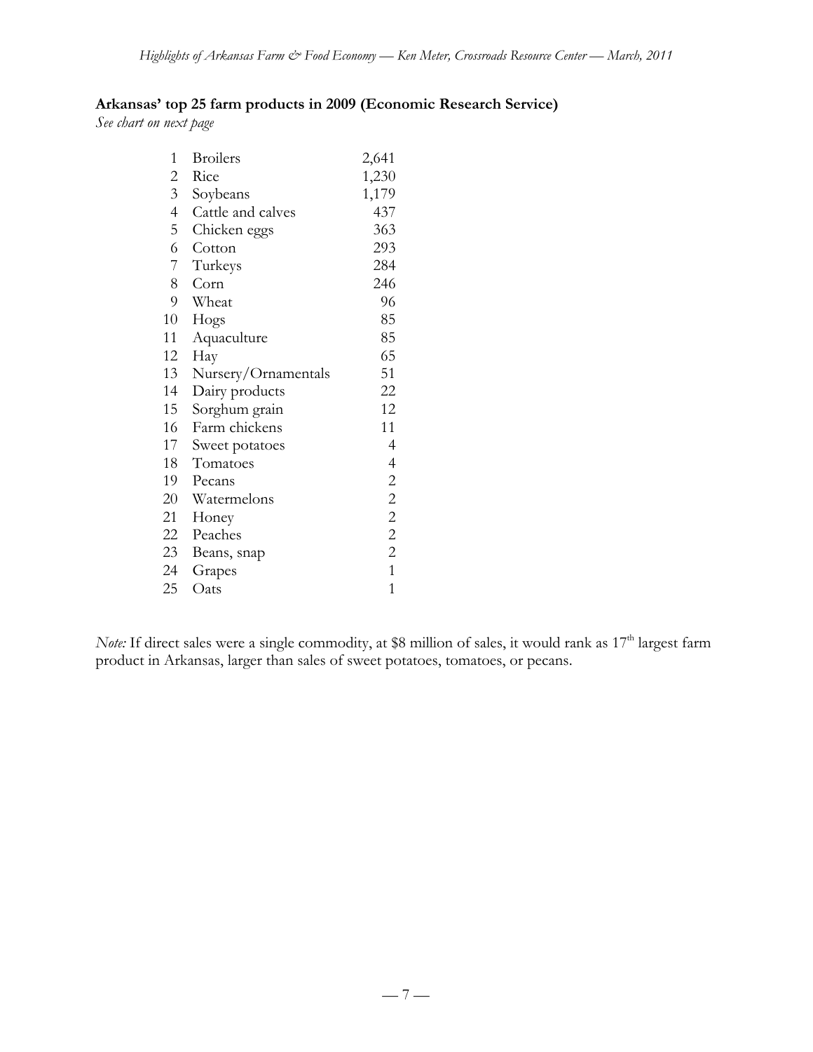**Arkansas' top 25 farm products in 2009 (Economic Research Service)**

*See chart on next page*

| | | |
|---|---|---|
| 1 | Broilers | 2,641 |
| 2 | Rice | 1,230 |
| 3 | Soybeans | 1,179 |
| 4 | Cattle and calves | 437 |
| 5 | Chicken eggs | 363 |
| 6 | Cotton | 293 |
| 7 | Turkeys | 284 |
| 8 | Corn | 246 |
| 9 | Wheat | 96 |
| 10 | Hogs | 85 |
| 11 | Aquaculture | 85 |
| 12 | Hay | 65 |
| 13 | Nursery/Ornamentals | 51 |
| 14 | Dairy products | 22 |
| 15 | Sorghum grain | 12 |
| 16 | Farm chickens | 11 |
| 17 | Sweet potatoes | 4 |
| 18 | Tomatoes | 4 |
| 19 | Pecans | 2 |
| 20 | Watermelons | 2 |
| 21 | Honey | 2 |
| 22 | Peaches | 2 |
| 23 | Beans, snap | 2 |
| 24 | Grapes | 1 |
| 25 | Oats | 1 |

*Note:* If direct sales were a single commodity, at $8 million of sales, it would rank as 17th largest farm product in Arkansas, larger than sales of sweet potatoes, tomatoes, or pecans.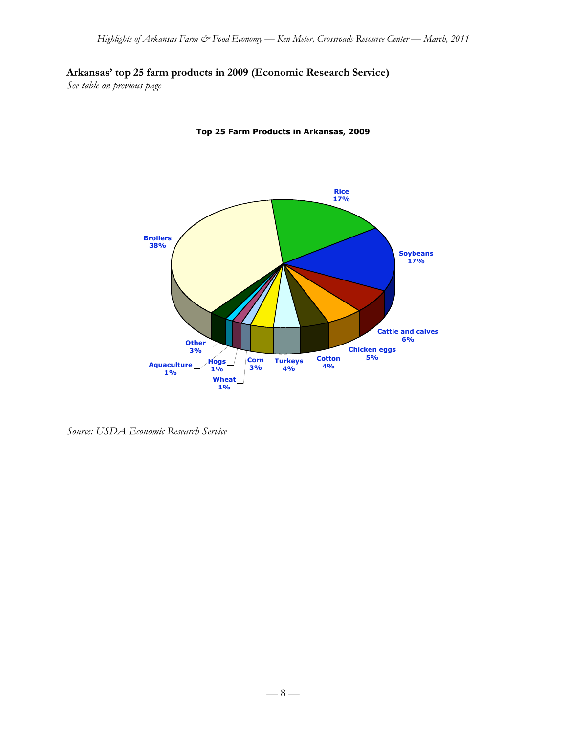**Arkansas' top 25 farm products in 2009 (Economic Research Service)**

*See table on previous page*

**Top 25 Farm Products in Arkansas, 2009**

Broilers 38%
Rice 17%
Soybeans 17%
Cattle and calves 6%
Chicken eggs 5%
Cotton 4%
Turkeys 4%
Corn 3%
Wheat 1%
Hogs 1%
Aquaculture 1%
Other 3%

*Source: USDA Economic Research Service*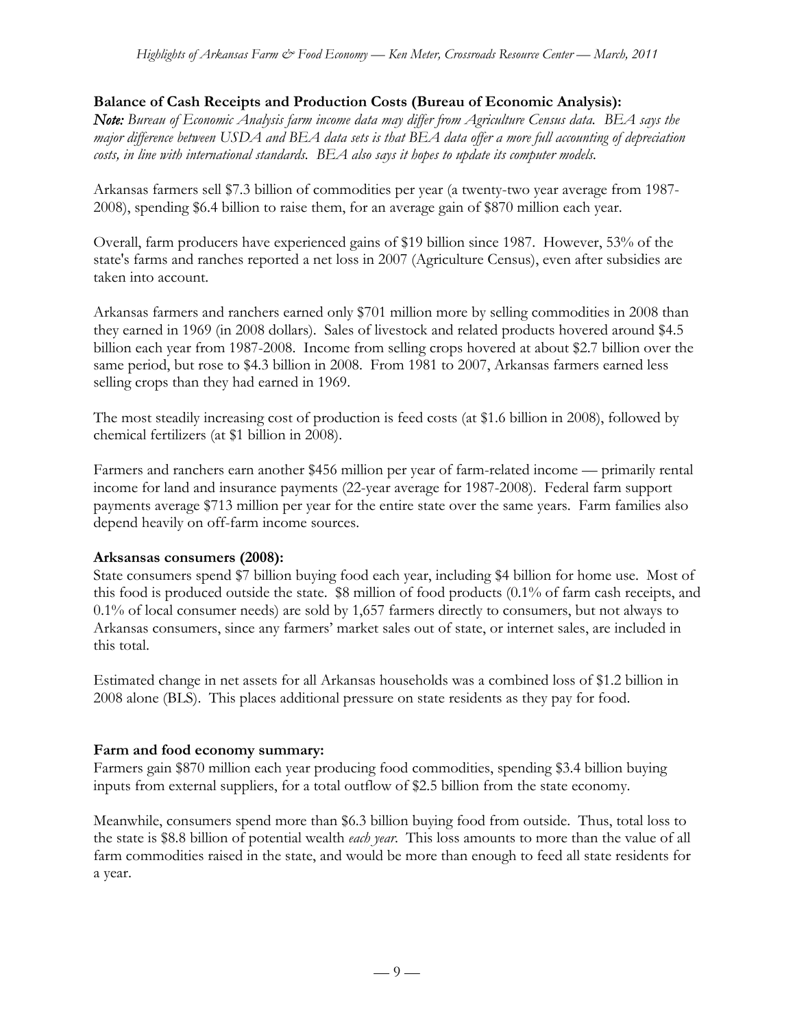**Balance of Cash Receipts and Production Costs (Bureau of Economic Analysis):**

***Note:*** *Bureau of Economic Analysis farm income data may differ from Agriculture Census data. BEA says the major difference between USDA and BEA data sets is that BEA data offer a more full accounting of depreciation costs, in line with international standards. BEA also says it hopes to update its computer models.*

Arkansas farmers sell $7.3 billion of commodities per year (a twenty-two year average from 1987-2008), spending $6.4 billion to raise them, for an average gain of $870 million each year.

Overall, farm producers have experienced gains of $19 billion since 1987. However, 53% of the state's farms and ranches reported a net loss in 2007 (Agriculture Census), even after subsidies are taken into account.

Arkansas farmers and ranchers earned only $701 million more by selling commodities in 2008 than they earned in 1969 (in 2008 dollars). Sales of livestock and related products hovered around $4.5 billion each year from 1987-2008. Income from selling crops hovered at about $2.7 billion over the same period, but rose to $4.3 billion in 2008. From 1981 to 2007, Arkansas farmers earned less selling crops than they had earned in 1969.

The most steadily increasing cost of production is feed costs (at $1.6 billion in 2008), followed by chemical fertilizers (at $1 billion in 2008).

Farmers and ranchers earn another $456 million per year of farm-related income — primarily rental income for land and insurance payments (22-year average for 1987-2008). Federal farm support payments average $713 million per year for the entire state over the same years. Farm families also depend heavily on off-farm income sources.

**Arksansas consumers (2008):**

State consumers spend $7 billion buying food each year, including $4 billion for home use. Most of this food is produced outside the state. $8 million of food products (0.1% of farm cash receipts, and 0.1% of local consumer needs) are sold by 1,657 farmers directly to consumers, but not always to Arkansas consumers, since any farmers' market sales out of state, or internet sales, are included in this total.

Estimated change in net assets for all Arkansas households was a combined loss of $1.2 billion in 2008 alone (BLS). This places additional pressure on state residents as they pay for food.

**Farm and food economy summary:**

Farmers gain $870 million each year producing food commodities, spending $3.4 billion buying inputs from external suppliers, for a total outflow of $2.5 billion from the state economy.

Meanwhile, consumers spend more than $6.3 billion buying food from outside. Thus, total loss to the state is $8.8 billion of potential wealth *each year*. This loss amounts to more than the value of all farm commodities raised in the state, and would be more than enough to feed all state residents for a year.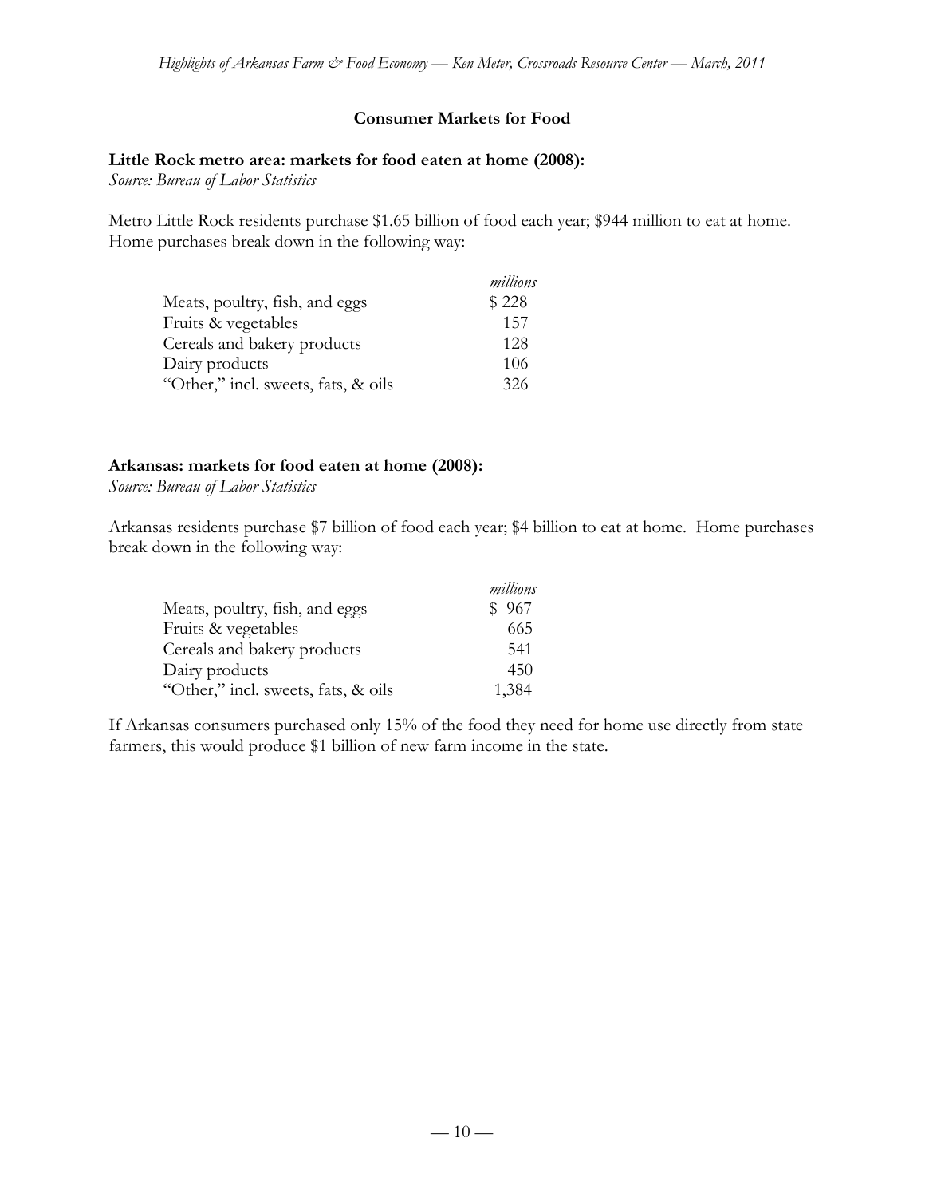## Consumer Markets for Food

**Little Rock metro area: markets for food eaten at home (2008):**
*Source: Bureau of Labor Statistics*

Metro Little Rock residents purchase $1.65 billion of food each year; $944 million to eat at home. Home purchases break down in the following way:

| | *millions* |
|---|---|
| Meats, poultry, fish, and eggs | $ 228 |
| Fruits & vegetables | 157 |
| Cereals and bakery products | 128 |
| Dairy products | 106 |
| "Other," incl. sweets, fats, & oils | 326 |

**Arkansas: markets for food eaten at home (2008):**
*Source: Bureau of Labor Statistics*

Arkansas residents purchase $7 billion of food each year; $4 billion to eat at home. Home purchases break down in the following way:

| | *millions* |
|---|---|
| Meats, poultry, fish, and eggs | $ 967 |
| Fruits & vegetables | 665 |
| Cereals and bakery products | 541 |
| Dairy products | 450 |
| "Other," incl. sweets, fats, & oils | 1,384 |

If Arkansas consumers purchased only 15% of the food they need for home use directly from state farmers, this would produce $1 billion of new farm income in the state.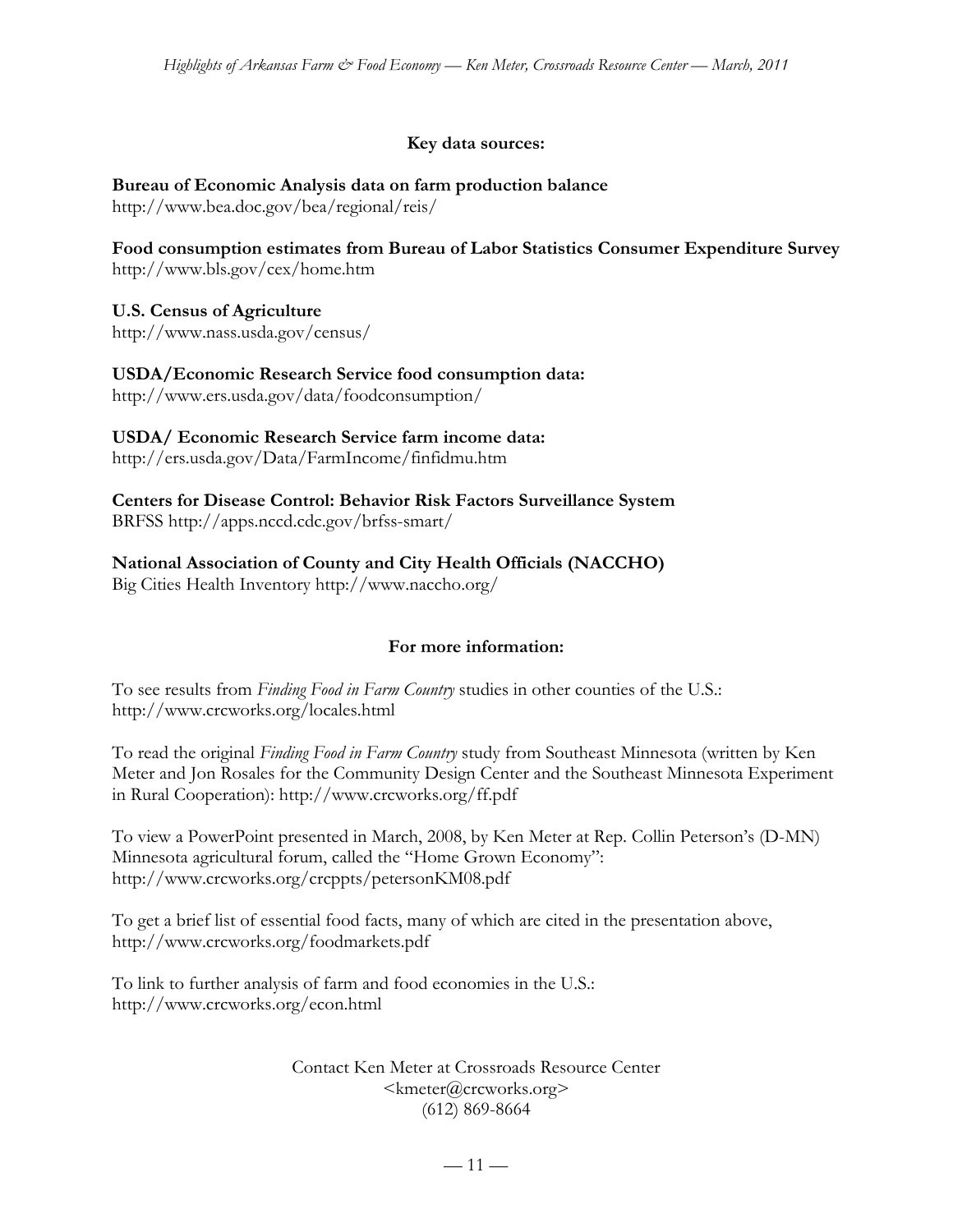### Key data sources:

**Bureau of Economic Analysis data on farm production balance**
http://www.bea.doc.gov/bea/regional/reis/

**Food consumption estimates from Bureau of Labor Statistics Consumer Expenditure Survey**
http://www.bls.gov/cex/home.htm

**U.S. Census of Agriculture**
http://www.nass.usda.gov/census/

**USDA/Economic Research Service food consumption data:**
http://www.ers.usda.gov/data/foodconsumption/

**USDA/ Economic Research Service farm income data:**
http://ers.usda.gov/Data/FarmIncome/finfidmu.htm

**Centers for Disease Control: Behavior Risk Factors Surveillance System**
BRFSS http://apps.nccd.cdc.gov/brfss-smart/

**National Association of County and City Health Officials (NACCHO)**
Big Cities Health Inventory http://www.naccho.org/

### For more information:

To see results from *Finding Food in Farm Country* studies in other counties of the U.S.:
http://www.crcworks.org/locales.html

To read the original *Finding Food in Farm Country* study from Southeast Minnesota (written by Ken Meter and Jon Rosales for the Community Design Center and the Southeast Minnesota Experiment in Rural Cooperation): http://www.crcworks.org/ff.pdf

To view a PowerPoint presented in March, 2008, by Ken Meter at Rep. Collin Peterson's (D-MN) Minnesota agricultural forum, called the "Home Grown Economy":
http://www.crcworks.org/crcppts/petersonKM08.pdf

To get a brief list of essential food facts, many of which are cited in the presentation above,
http://www.crcworks.org/foodmarkets.pdf

To link to further analysis of farm and food economies in the U.S.:
http://www.crcworks.org/econ.html

Contact Ken Meter at Crossroads Resource Center
<kmeter@crcworks.org>
(612) 869-8664